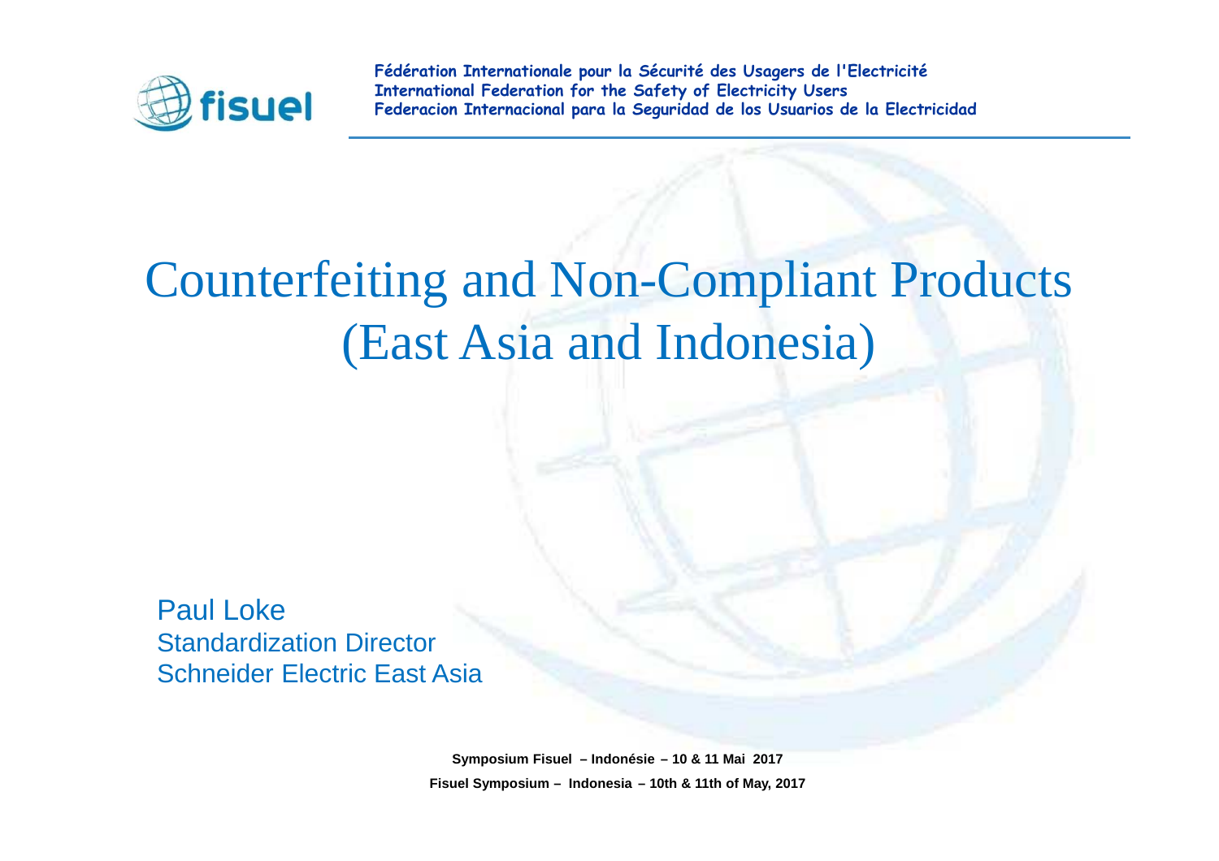fisuel

**Fédération Internationale pour la Sécurité des Usagers de l'Electricité**
**International Federation for the Safety of Electricity Users**
**Federacion Internacional para la Seguridad de los Usuarios de la Electricidad**

# Counterfeiting and Non-Compliant Products (East Asia and Indonesia)

Paul Loke
Standardization Director
Schneider Electric East Asia

**Symposium Fisuel – Indonésie – 10 & 11 Mai 2017**

**Fisuel Symposium – Indonesia – 10th & 11th of May, 2017**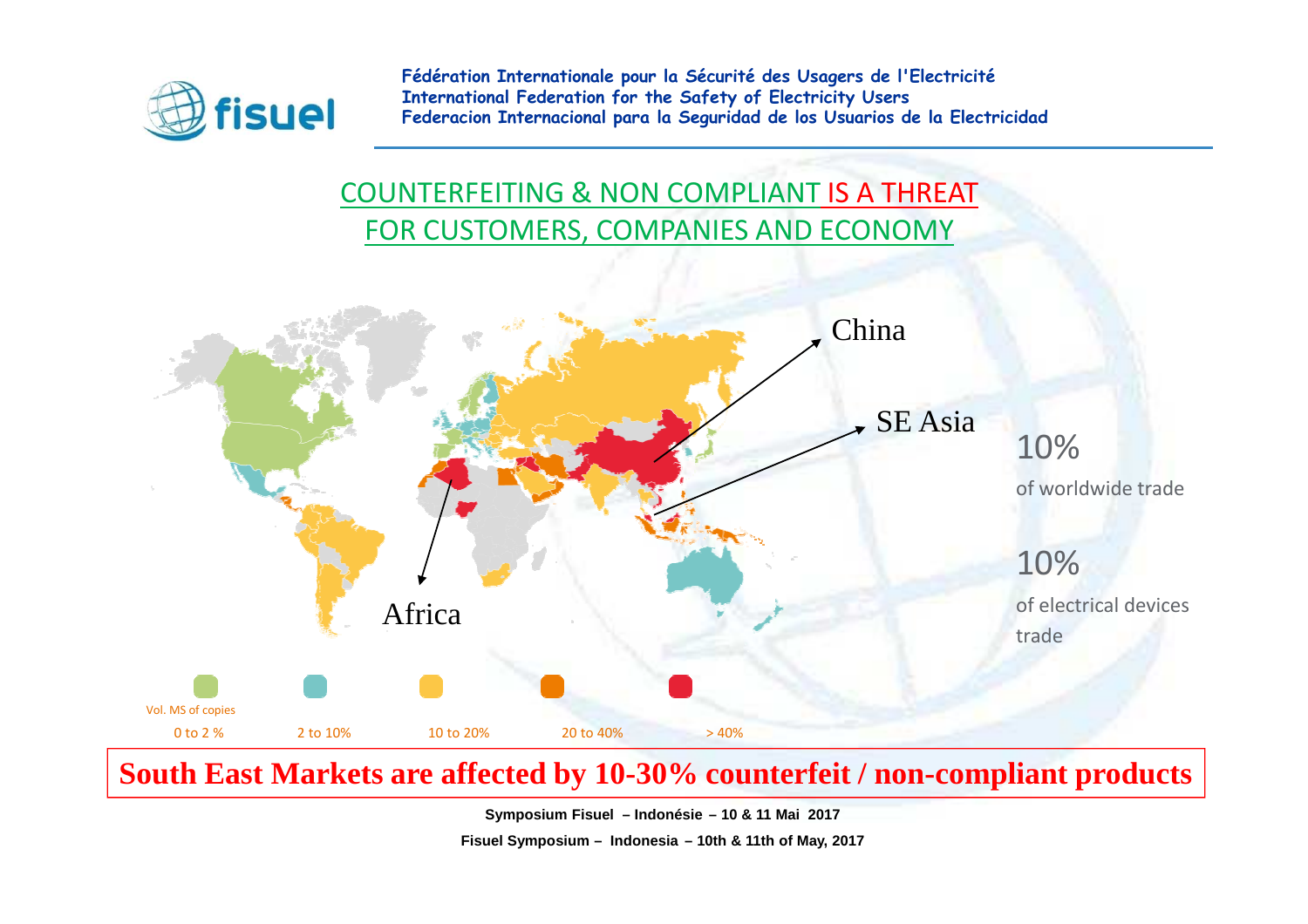Fédération Internationale pour la Sécurité des Usagers de l'Electricité
International Federation for the Safety of Electricity Users
Federacion Internacional para la Seguridad de los Usuarios de la Electricidad

## COUNTERFEITING & NON COMPLIANT IS A THREAT FOR CUSTOMERS, COMPANIES AND ECONOMY

China

SE Asia

Africa

10%

of worldwide trade

10%

of electrical devices trade

Vol. MS of copies

0 to 2 %

2 to 10%

10 to 20%

20 to 40%

> 40%

**South East Markets are affected by 10-30% counterfeit / non-compliant products**

**Symposium Fisuel – Indonésie – 10 & 11 Mai 2017**

**Fisuel Symposium – Indonesia – 10th & 11th of May, 2017**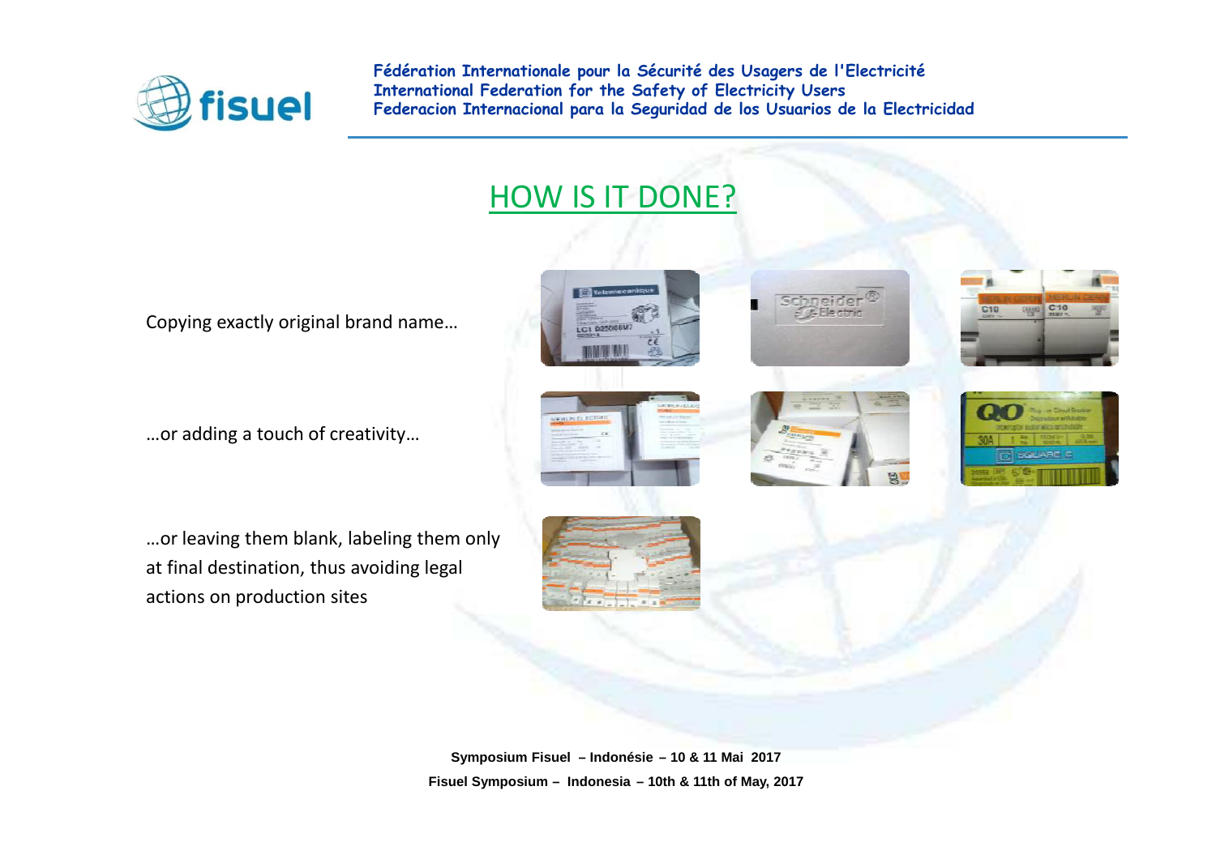## HOW IS IT DONE?

Copying exactly original brand name…

…or adding a touch of creativity…

…or leaving them blank, labeling them only at final destination, thus avoiding legal actions on production sites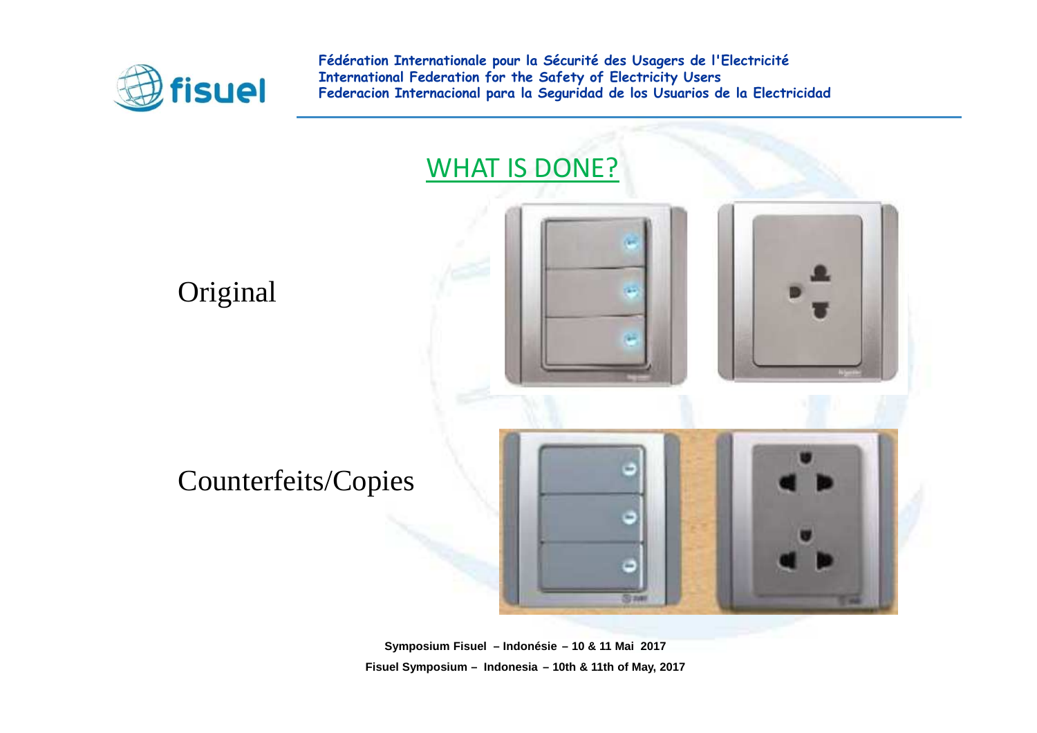## WHAT IS DONE?

Original

Counterfeits/Copies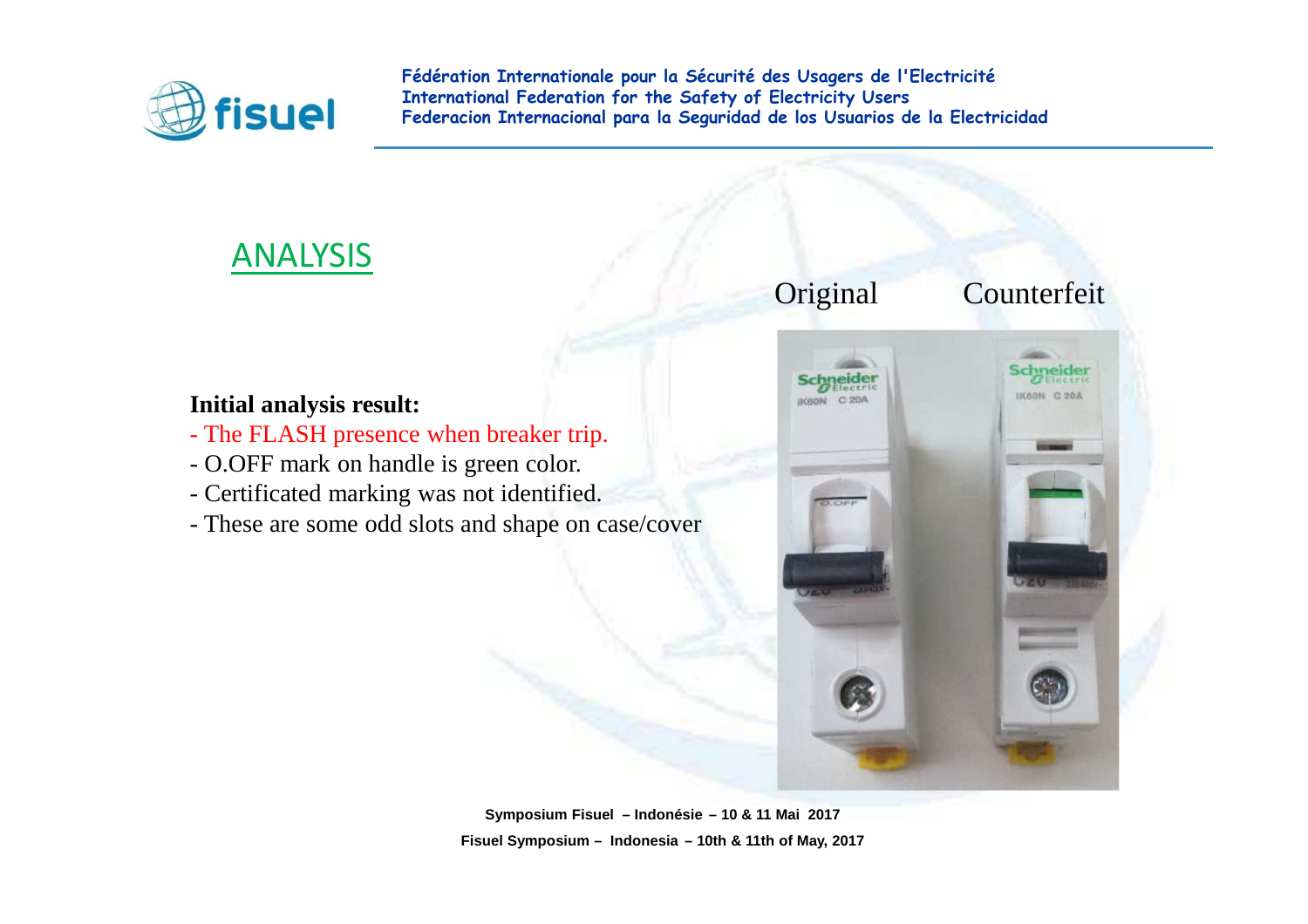## ANALYSIS

**Initial analysis result:**

- The FLASH presence when breaker trip.
- O.OFF mark on handle is green color.
- Certificated marking was not identified.
- These are some odd slots and shape on case/cover

Original Counterfeit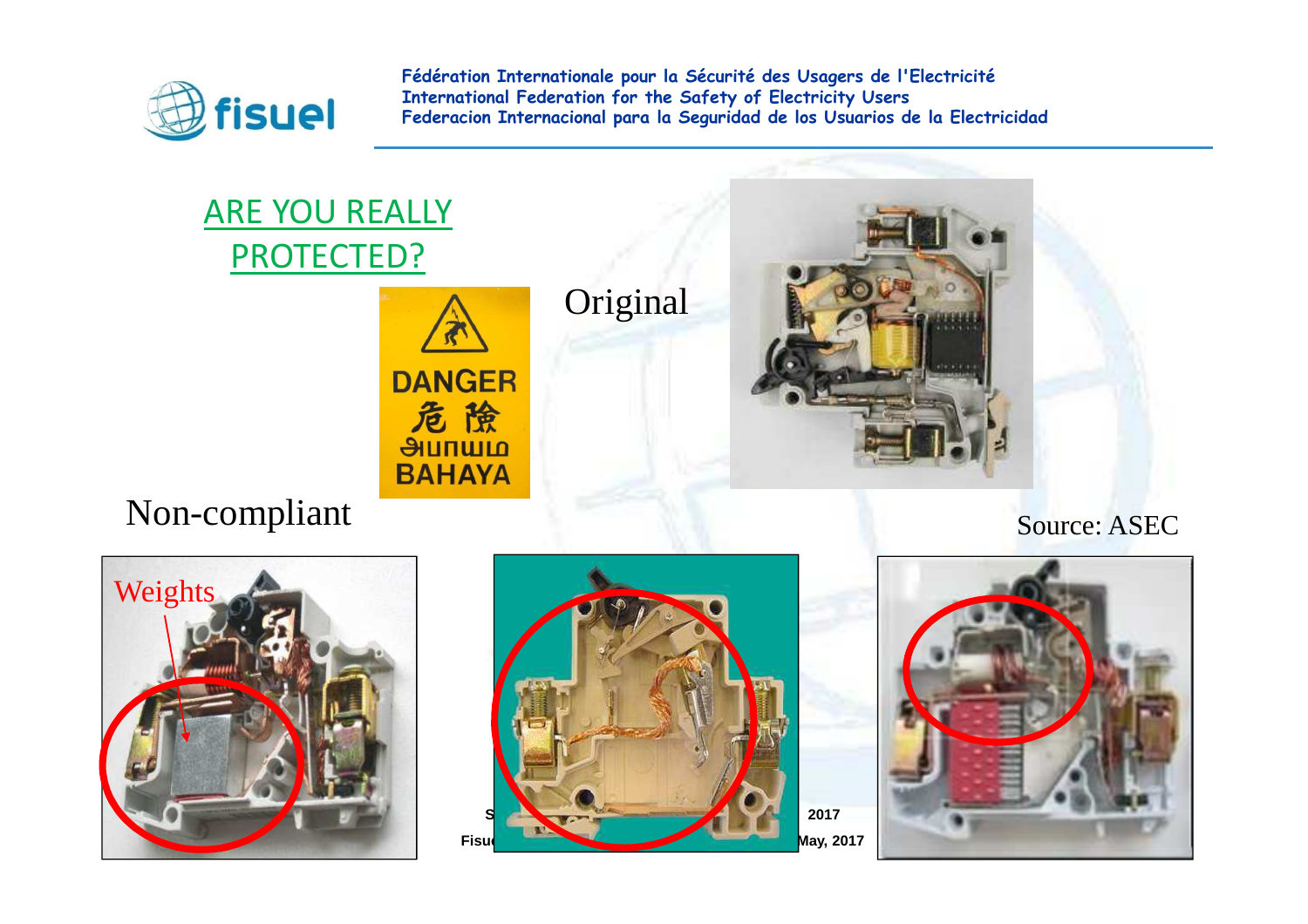Fédération Internationale pour la Sécurité des Usagers de l'Electricité
International Federation for the Safety of Electricity Users
Federacion Internacional para la Seguridad de los Usuarios de la Electricidad

## ARE YOU REALLY PROTECTED?

DANGER
危險
அபாயம்
BAHAYA

Original

Non-compliant

Source: ASEC

Weights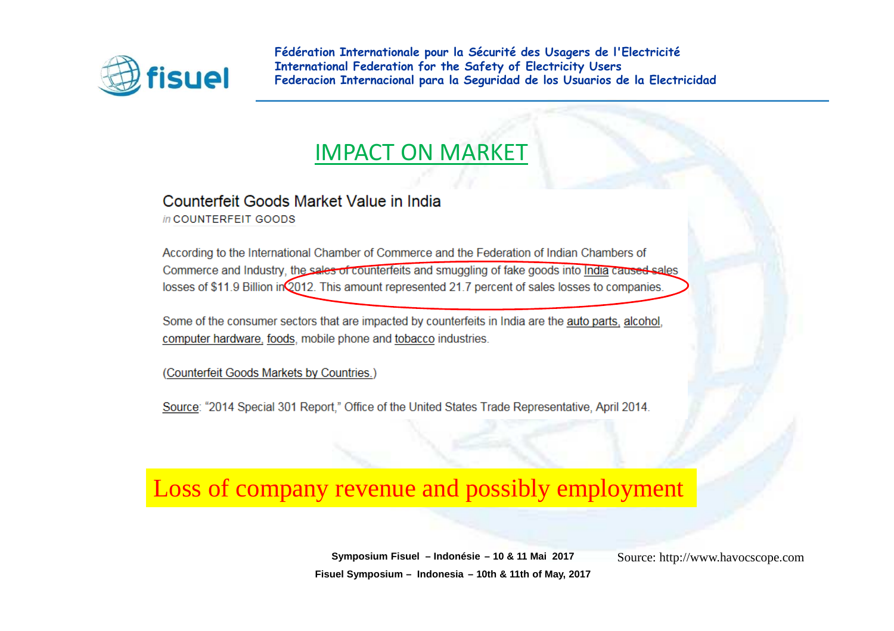## IMPACT ON MARKET

### Counterfeit Goods Market Value in India

*in* COUNTERFEIT GOODS

According to the International Chamber of Commerce and the Federation of Indian Chambers of Commerce and Industry, the sales of counterfeits and smuggling of fake goods into India caused sales losses of $11.9 Billion in 2012. This amount represented 21.7 percent of sales losses to companies.

Some of the consumer sectors that are impacted by counterfeits in India are the auto parts, alcohol, computer hardware, foods, mobile phone and tobacco industries.

(Counterfeit Goods Markets by Countries.)

Source: "2014 Special 301 Report," Office of the United States Trade Representative, April 2014.

**Loss of company revenue and possibly employment**

Source: http://www.havocscope.com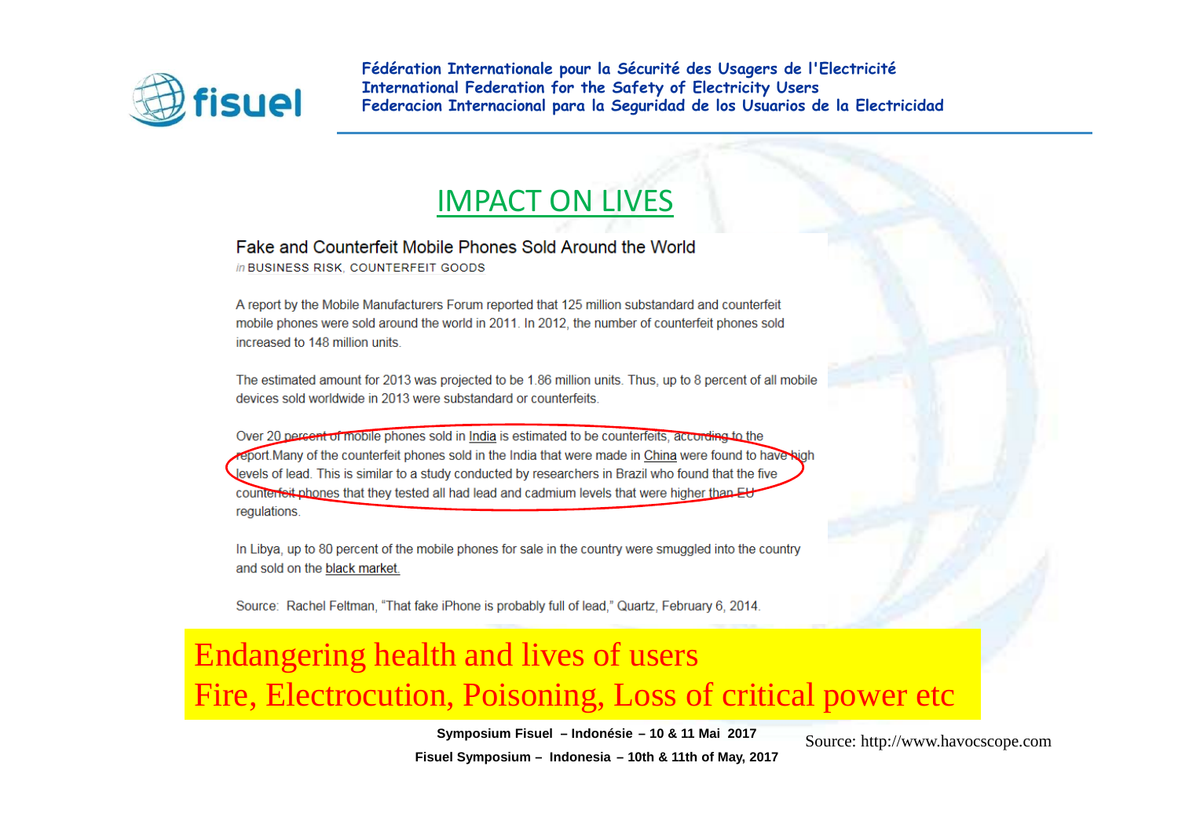# IMPACT ON LIVES

## Fake and Counterfeit Mobile Phones Sold Around the World

*in* BUSINESS RISK, COUNTERFEIT GOODS

A report by the Mobile Manufacturers Forum reported that 125 million substandard and counterfeit mobile phones were sold around the world in 2011. In 2012, the number of counterfeit phones sold increased to 148 million units.

The estimated amount for 2013 was projected to be 1.86 million units. Thus, up to 8 percent of all mobile devices sold worldwide in 2013 were substandard or counterfeits.

Over 20 percent of mobile phones sold in India is estimated to be counterfeits, according to the report.Many of the counterfeit phones sold in the India that were made in China were found to have high levels of lead. This is similar to a study conducted by researchers in Brazil who found that the five counterfeit phones that they tested all had lead and cadmium levels that were higher than EU regulations.

In Libya, up to 80 percent of the mobile phones for sale in the country were smuggled into the country and sold on the black market.

Source: Rachel Feltman, "That fake iPhone is probably full of lead," Quartz, February 6, 2014.

**Endangering health and lives of users**
**Fire, Electrocution, Poisoning, Loss of critical power etc**

Source: http://www.havocscope.com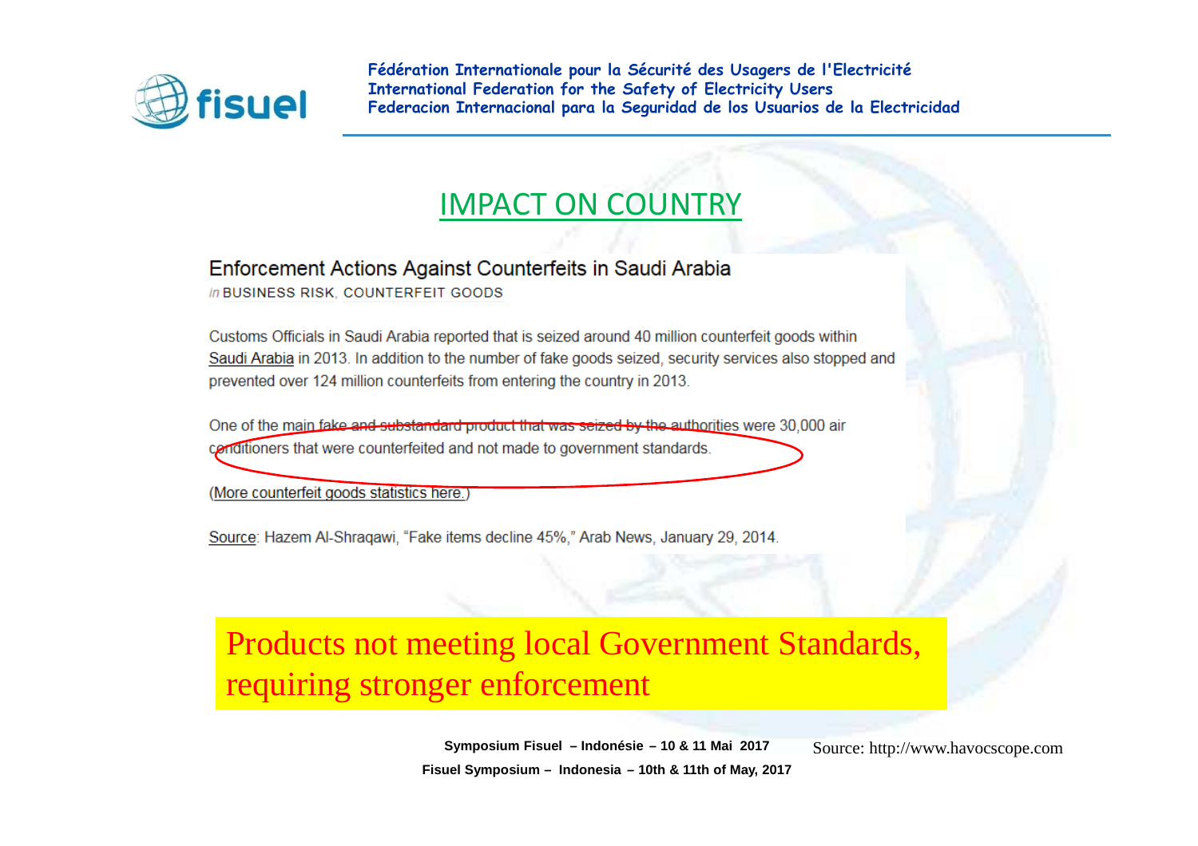# IMPACT ON COUNTRY

## Enforcement Actions Against Counterfeits in Saudi Arabia

*in* BUSINESS RISK, COUNTERFEIT GOODS

Customs Officials in Saudi Arabia reported that is seized around 40 million counterfeit goods within Saudi Arabia in 2013. In addition to the number of fake goods seized, security services also stopped and prevented over 124 million counterfeits from entering the country in 2013.

One of the main fake and substandard product that was seized by the authorities were 30,000 air conditioners that were counterfeited and not made to government standards.

(More counterfeit goods statistics here.)

Source: Hazem Al-Shraqawi, "Fake items decline 45%," Arab News, January 29, 2014.

**Products not meeting local Government Standards, requiring stronger enforcement**

Source: http://www.havocscope.com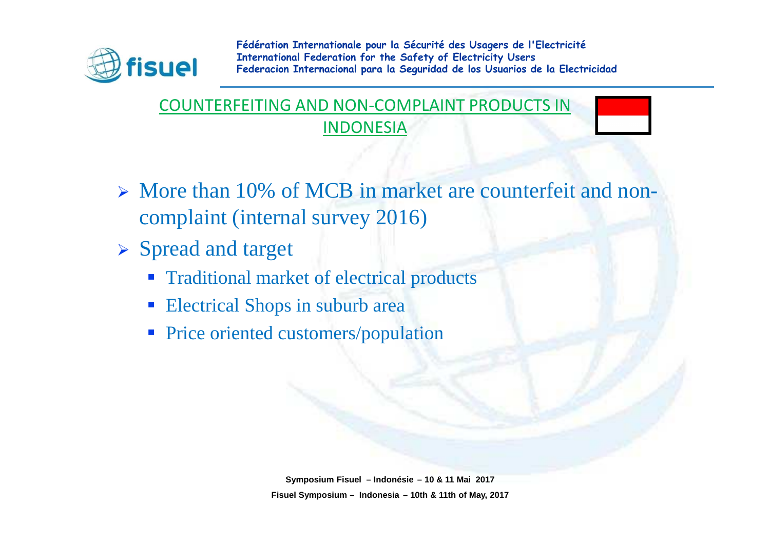## COUNTERFEITING AND NON-COMPLAINT PRODUCTS IN INDONESIA

- More than 10% of MCB in market are counterfeit and non-complaint (internal survey 2016)
- Spread and target
  - Traditional market of electrical products
  - Electrical Shops in suburb area
  - Price oriented customers/population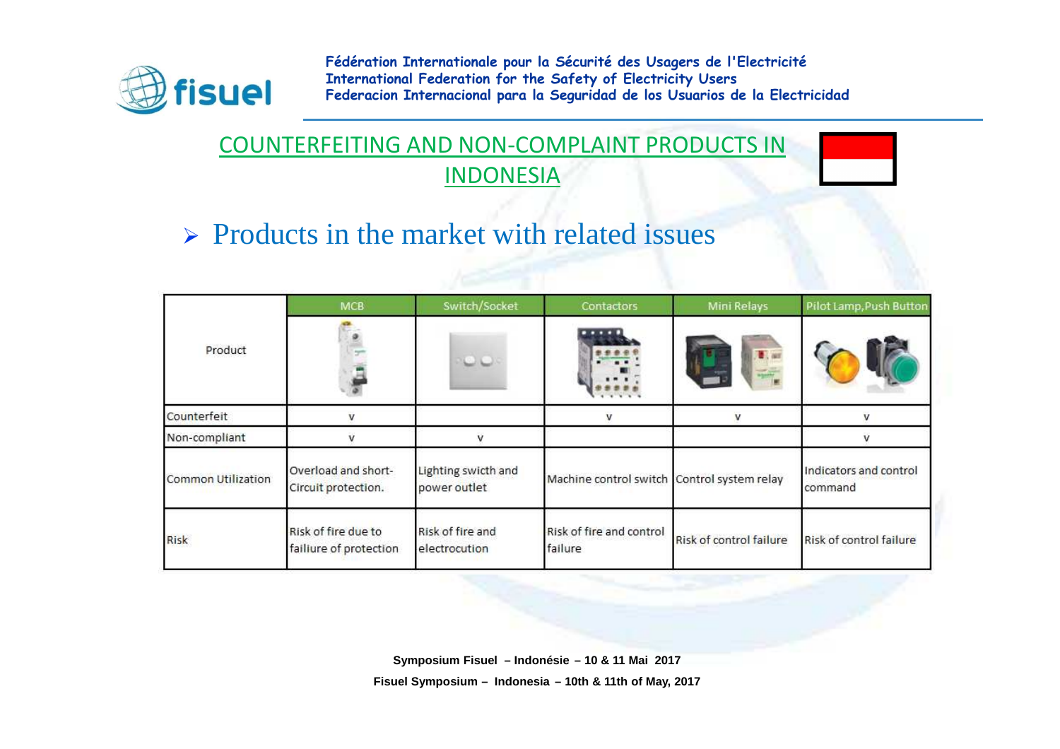## COUNTERFEITING AND NON-COMPLAINT PRODUCTS IN INDONESIA

- Products in the market with related issues

| Product | MCB | Switch/Socket | Contactors | Mini Relays | Pilot Lamp,Push Button |
|---|---|---|---|---|---|
| Counterfeit | v | | v | v | v |
| Non-compliant | v | v | | | v |
| Common Utilization | Overload and short-Circuit protection. | Lighting swicth and power outlet | Machine control switch | Control system relay | Indicators and control command |
| Risk | Risk of fire due to failiure of protection | Risk of fire and electrocution | Risk of fire and control failure | Risk of control failure | Risk of control failure |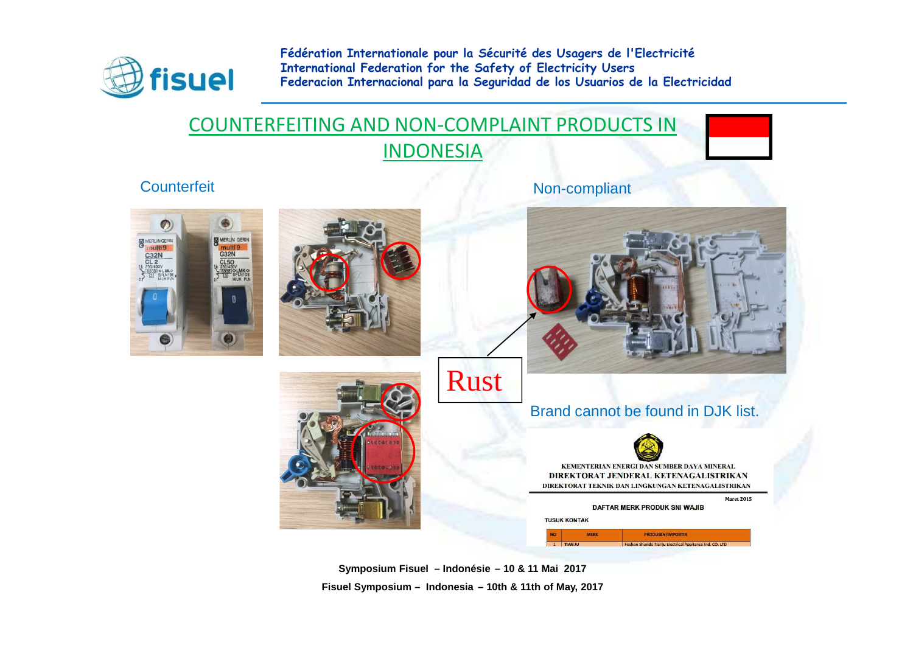# COUNTERFEITING AND NON-COMPLAINT PRODUCTS IN INDONESIA

Counterfeit

Non-compliant

Rust

Brand cannot be found in DJK list.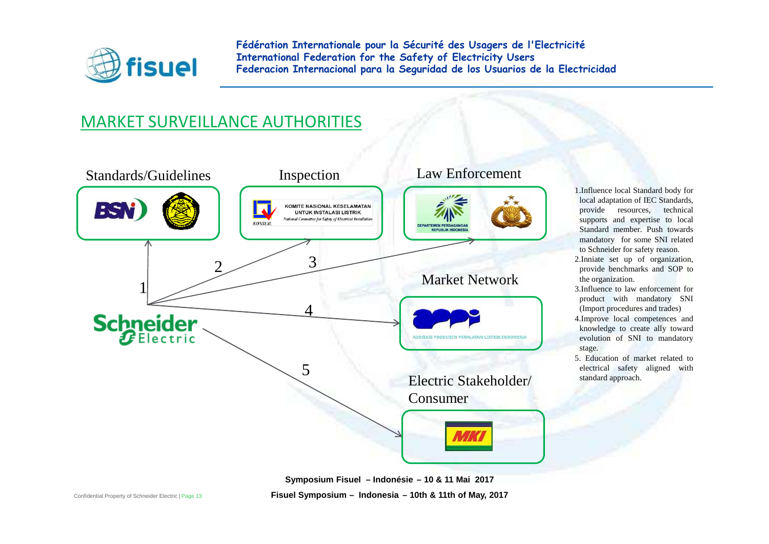## MARKET SURVEILLANCE AUTHORITIES

Standards/Guidelines

BSN

Inspection

KOMITE NASIONAL KESELAMATAN UNTUK INSTALASI LISTRIK
National Committee for Safety of Electrical Installation
KONSUIL

Law Enforcement

DEPARTEMEN PERDAGANGAN REPUBLIK INDONESIA

Market Network

appi
ASOSIASI PRODUSEN PERALATAN LISTRIK INDONESIA

Electric Stakeholder/ Consumer

MKI

Schneider Electric

1 2 3 4 5

1. Influence local Standard body for local adaptation of IEC Standards, provide resources, technical supports and expertise to local Standard member. Push towards mandatory for some SNI related to Schneider for safety reason.
2. Inniate set up of organization, provide benchmarks and SOP to the organization.
3. Influence to law enforcement for product with mandatory SNI (Import procedures and trades)
4. Improve local competences and knowledge to create ally toward evolution of SNI to mandatory stage.
5. Education of market related to electrical safety aligned with standard approach.

Confidential Property of Schneider Electric | Page 13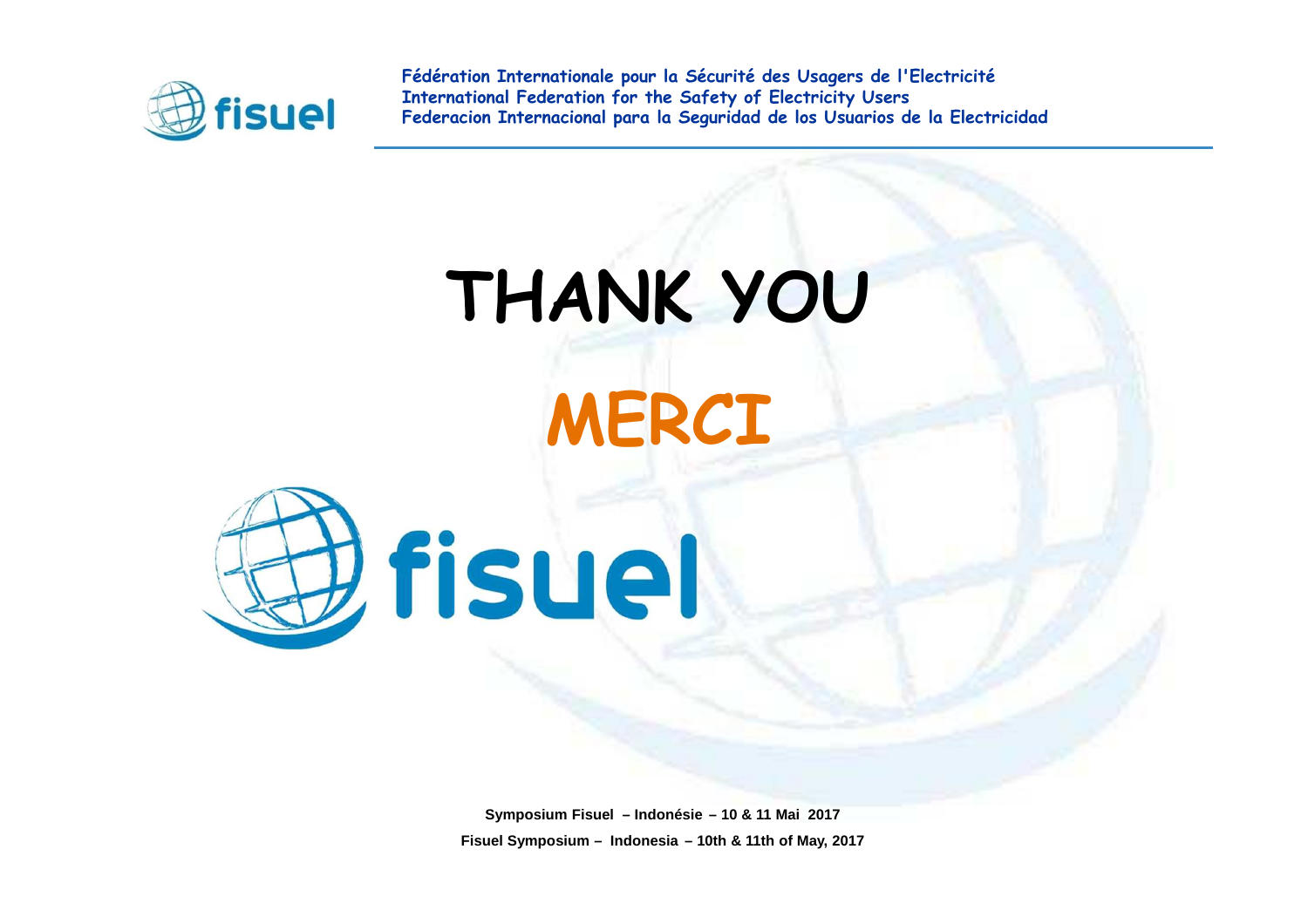# THANK YOU

# MERCI

fisuel

Symposium Fisuel – Indonésie – 10 & 11 Mai 2017

Fisuel Symposium – Indonesia – 10th & 11th of May, 2017